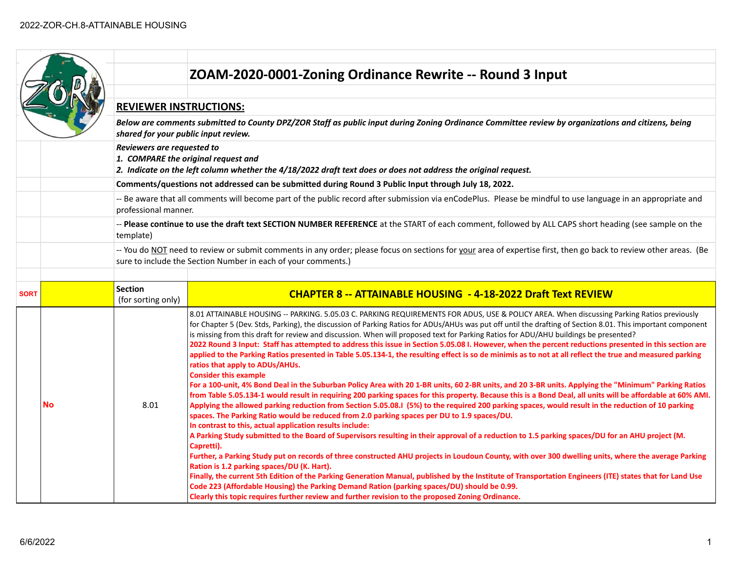# ZOAM-2020-0001-Zoning Ordinance Rewrite -- Round 3 Input

## REVIEWER INSTRUCTIONS:

***Below are comments submitted to County DPZ/ZOR Staff as public input during Zoning Ordinance Committee review by organizations and citizens, being shared for your public input review.***

***Reviewers are requested to***
***1. COMPARE the original request and***
***2. Indicate on the left column whether the 4/18/2022 draft text does or does not address the original request.***

**Comments/questions not addressed can be submitted during Round 3 Public Input through July 18, 2022.**

-- Be aware that all comments will become part of the public record after submission via enCodePlus. Please be mindful to use language in an appropriate and professional manner.

-- **Please continue to use the draft text SECTION NUMBER REFERENCE** at the START of each comment, followed by ALL CAPS short heading (see sample on the template)

-- You do NOT need to review or submit comments in any order; please focus on sections for your area of expertise first, then go back to review other areas. (Be sure to include the Section Number in each of your comments.)

| SORT | | Section (for sorting only) | CHAPTER 8 -- ATTAINABLE HOUSING - 4-18-2022 Draft Text REVIEW |
|---|---|---|---|
| | **No** | 8.01 | 8.01 ATTAINABLE HOUSING -- PARKING. 5.05.03 C. PARKING REQUIREMENTS FOR ADUS, USE & POLICY AREA. When discussing Parking Ratios previously for Chapter 5 (Dev. Stds, Parking), the discussion of Parking Ratios for ADUs/AHUs was put off until the drafting of Section 8.01. This important component is missing from this draft for review and discussion. When will proposed text for Parking Ratios for ADU/AHU buildings be presented?<br>**2022 Round 3 Input: Staff has attempted to address this issue in Section 5.05.08 I. However, when the percent reductions presented in this section are applied to the Parking Ratios presented in Table 5.05.134-1, the resulting effect is so de minimis as to not at all reflect the true and measured parking ratios that apply to ADUs/AHUs.**<br>**Consider this example**<br>**For a 100-unit, 4% Bond Deal in the Suburban Policy Area with 20 1-BR units, 60 2-BR units, and 20 3-BR units. Applying the "Minimum" Parking Ratios from Table 5.05.134-1 would result in requiring 200 parking spaces for this property. Because this is a Bond Deal, all units will be affordable at 60% AMI. Applying the allowed parking reduction from Section 5.05.08.I (5%) to the required 200 parking spaces, would result in the reduction of 10 parking spaces. The Parking Ratio would be reduced from 2.0 parking spaces per DU to 1.9 spaces/DU.**<br>**In contrast to this, actual application results include:**<br>**A Parking Study submitted to the Board of Supervisors resulting in their approval of a reduction to 1.5 parking spaces/DU for an AHU project (M. Capretti).**<br>**Further, a Parking Study put on records of three constructed AHU projects in Loudoun County, with over 300 dwelling units, where the average Parking Ration is 1.2 parking spaces/DU (K. Hart).**<br>**Finally, the current 5th Edition of the Parking Generation Manual, published by the Institute of Transportation Engineers (ITE) states that for Land Use Code 223 (Affordable Housing) the Parking Demand Ration (parking spaces/DU) should be 0.99.**<br>**Clearly this topic requires further review and further revision to the proposed Zoning Ordinance.** |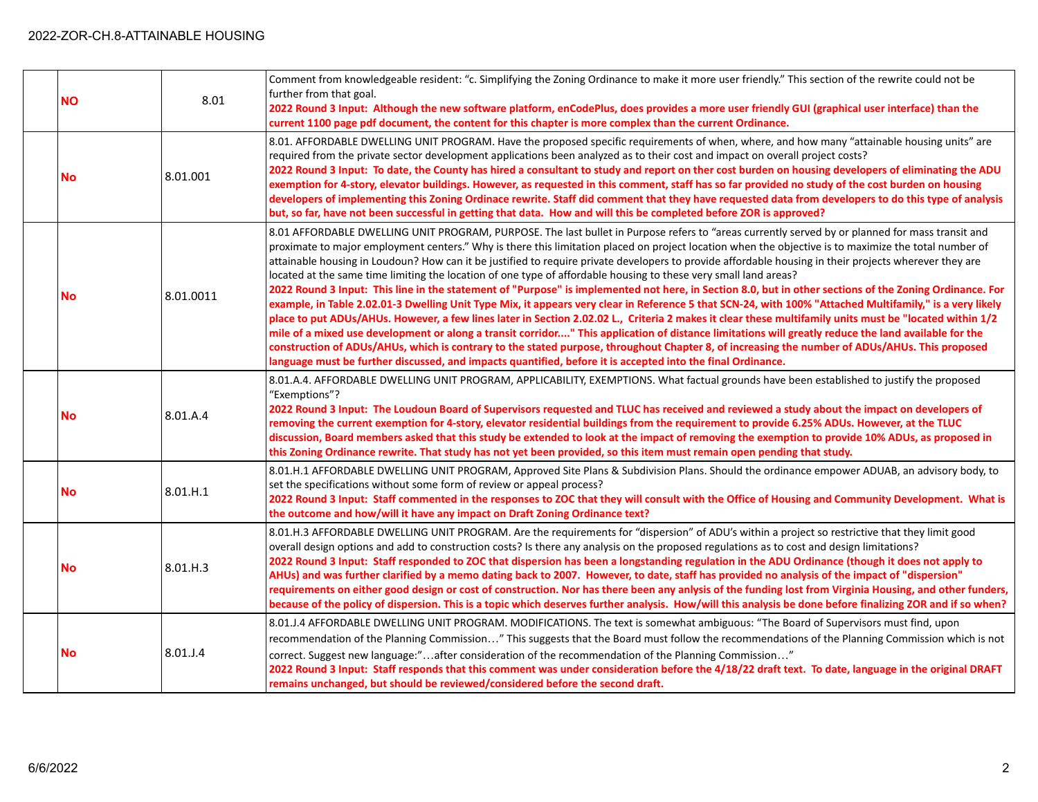| | | | |
|---|---|---|---|
| | **NO** | 8.01 | Comment from knowledgeable resident: "c. Simplifying the Zoning Ordinance to make it more user friendly." This section of the rewrite could not be further from that goal. **2022 Round 3 Input: Although the new software platform, enCodePlus, does provides a more user friendly GUI (graphical user interface) than the current 1100 page pdf document, the content for this chapter is more complex than the current Ordinance.** |
| | **No** | 8.01.001 | 8.01. AFFORDABLE DWELLING UNIT PROGRAM. Have the proposed specific requirements of when, where, and how many "attainable housing units" are required from the private sector development applications been analyzed as to their cost and impact on overall project costs? **2022 Round 3 Input: To date, the County has hired a consultant to study and report on ther cost burden on housing developers of eliminating the ADU exemption for 4-story, elevator buildings. However, as requested in this comment, staff has so far provided no study of the cost burden on housing developers of implementing this Zoning Ordinace rewrite. Staff did comment that they have requested data from developers to do this type of analysis but, so far, have not been successful in getting that data. How and will this be completed before ZOR is approved?** |
| | **No** | 8.01.0011 | 8.01 AFFORDABLE DWELLING UNIT PROGRAM, PURPOSE. The last bullet in Purpose refers to "areas currently served by or planned for mass transit and proximate to major employment centers." Why is there this limitation placed on project location when the objective is to maximize the total number of attainable housing in Loudoun? How can it be justified to require private developers to provide affordable housing in their projects wherever they are located at the same time limiting the location of one type of affordable housing to these very small land areas? **2022 Round 3 Input: This line in the statement of "Purpose" is implemented not here, in Section 8.0, but in other sections of the Zoning Ordinance. For example, in Table 2.02.01-3 Dwelling Unit Type Mix, it appears very clear in Reference 5 that SCN-24, with 100% "Attached Multifamily," is a very likely place to put ADUs/AHUs. However, a few lines later in Section 2.02.02 L., Criteria 2 makes it clear these multifamily units must be "located within 1/2 mile of a mixed use development or along a transit corridor...." This application of distance limitations will greatly reduce the land available for the construction of ADUs/AHUs, which is contrary to the stated purpose, throughout Chapter 8, of increasing the number of ADUs/AHUs. This proposed language must be further discussed, and impacts quantified, before it is accepted into the final Ordinance.** |
| | **No** | 8.01.A.4 | 8.01.A.4. AFFORDABLE DWELLING UNIT PROGRAM, APPLICABILITY, EXEMPTIONS. What factual grounds have been established to justify the proposed "Exemptions"? **2022 Round 3 Input: The Loudoun Board of Supervisors requested and TLUC has received and reviewed a study about the impact on developers of removing the current exemption for 4-story, elevator residential buildings from the requirement to provide 6.25% ADUs. However, at the TLUC discussion, Board members asked that this study be extended to look at the impact of removing the exemption to provide 10% ADUs, as proposed in this Zoning Ordinance rewrite. That study has not yet been provided, so this item must remain open pending that study.** |
| | **No** | 8.01.H.1 | 8.01.H.1 AFFORDABLE DWELLING UNIT PROGRAM, Approved Site Plans & Subdivision Plans. Should the ordinance empower ADUAB, an advisory body, to set the specifications without some form of review or appeal process? **2022 Round 3 Input: Staff commented in the responses to ZOC that they will consult with the Office of Housing and Community Development. What is the outcome and how/will it have any impact on Draft Zoning Ordinance text?** |
| | **No** | 8.01.H.3 | 8.01.H.3 AFFORDABLE DWELLING UNIT PROGRAM. Are the requirements for "dispersion" of ADU's within a project so restrictive that they limit good overall design options and add to construction costs? Is there any analysis on the proposed regulations as to cost and design limitations? **2022 Round 3 Input: Staff responded to ZOC that dispersion has been a longstanding regulation in the ADU Ordinance (though it does not apply to AHUs) and was further clarified by a memo dating back to 2007. However, to date, staff has provided no analysis of the impact of "dispersion" requirements on either good design or cost of construction. Nor has there been any anlysis of the funding lost from Virginia Housing, and other funders, because of the policy of dispersion. This is a topic which deserves further analysis. How/will this analysis be done before finalizing ZOR and if so when?** |
| | **No** | 8.01.J.4 | 8.01.J.4 AFFORDABLE DWELLING UNIT PROGRAM. MODIFICATIONS. The text is somewhat ambiguous: "The Board of Supervisors must find, upon recommendation of the Planning Commission…" This suggests that the Board must follow the recommendations of the Planning Commission which is not correct. Suggest new language:"…after consideration of the recommendation of the Planning Commission…" **2022 Round 3 Input: Staff responds that this comment was under consideration before the 4/18/22 draft text. To date, language in the original DRAFT remains unchanged, but should be reviewed/considered before the second draft.** |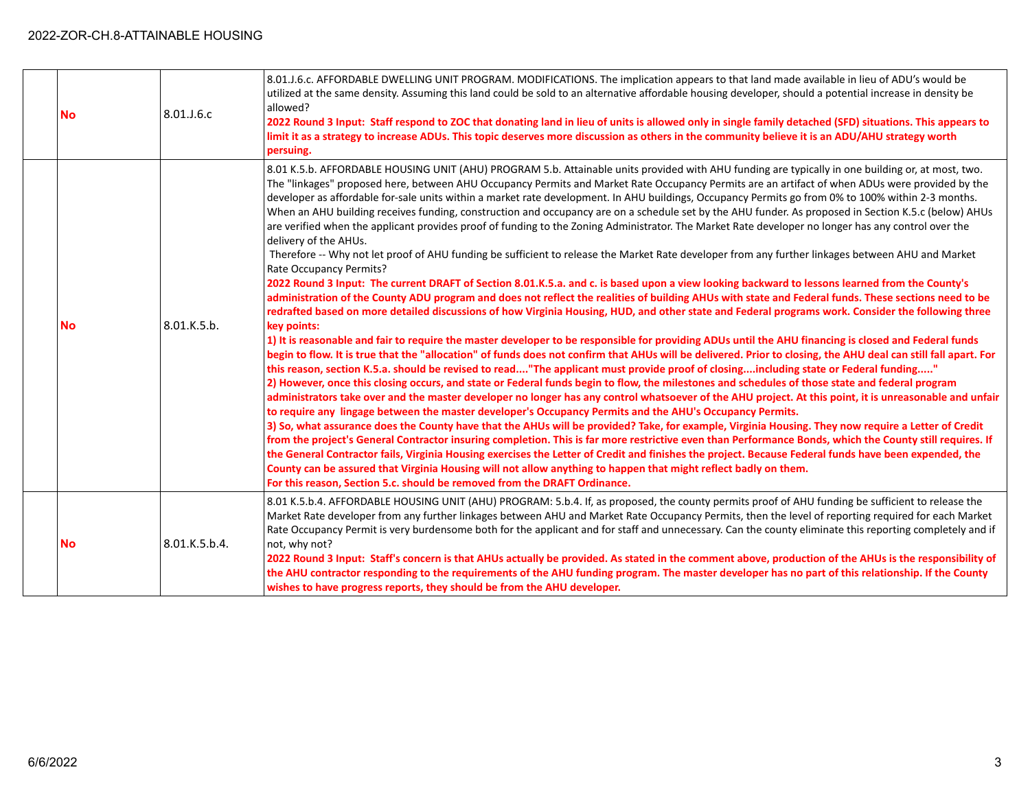| | | | |
|---|---|---|---|
| | **No** | 8.01.J.6.c | 8.01.J.6.c. AFFORDABLE DWELLING UNIT PROGRAM. MODIFICATIONS. The implication appears to that land made available in lieu of ADU's would be utilized at the same density. Assuming this land could be sold to an alternative affordable housing developer, should a potential increase in density be allowed?<br>**2022 Round 3 Input: Staff respond to ZOC that donating land in lieu of units is allowed only in single family detached (SFD) situations. This appears to limit it as a strategy to increase ADUs. This topic deserves more discussion as others in the community believe it is an ADU/AHU strategy worth persuing.** |
| | **No** | 8.01.K.5.b. | 8.01 K.5.b. AFFORDABLE HOUSING UNIT (AHU) PROGRAM 5.b. Attainable units provided with AHU funding are typically in one building or, at most, two. The "linkages" proposed here, between AHU Occupancy Permits and Market Rate Occupancy Permits are an artifact of when ADUs were provided by the developer as affordable for-sale units within a market rate development. In AHU buildings, Occupancy Permits go from 0% to 100% within 2-3 months. When an AHU building receives funding, construction and occupancy are on a schedule set by the AHU funder. As proposed in Section K.5.c (below) AHUs are verified when the applicant provides proof of funding to the Zoning Administrator. The Market Rate developer no longer has any control over the delivery of the AHUs.<br>Therefore -- Why not let proof of AHU funding be sufficient to release the Market Rate developer from any further linkages between AHU and Market Rate Occupancy Permits?<br>**2022 Round 3 Input: The current DRAFT of Section 8.01.K.5.a. and c. is based upon a view looking backward to lessons learned from the County's administration of the County ADU program and does not reflect the realities of building AHUs with state and Federal funds. These sections need to be redrafted based on more detailed discussions of how Virginia Housing, HUD, and other state and Federal programs work. Consider the following three key points:**<br>**1) It is reasonable and fair to require the master developer to be responsible for providing ADUs until the AHU financing is closed and Federal funds begin to flow. It is true that the "allocation" of funds does not confirm that AHUs will be delivered. Prior to closing, the AHU deal can still fall apart. For this reason, section K.5.a. should be revised to read...."The applicant must provide proof of closing....including state or Federal funding....."**<br>**2) However, once this closing occurs, and state or Federal funds begin to flow, the milestones and schedules of those state and federal program administrators take over and the master developer no longer has any control whatsoever of the AHU project. At this point, it is unreasonable and unfair to require any lingage between the master developer's Occupancy Permits and the AHU's Occupancy Permits.**<br>**3) So, what assurance does the County have that the AHUs will be provided? Take, for example, Virginia Housing. They now require a Letter of Credit from the project's General Contractor insuring completion. This is far more restrictive even than Performance Bonds, which the County still requires. If the General Contractor fails, Virginia Housing exercises the Letter of Credit and finishes the project. Because Federal funds have been expended, the County can be assured that Virginia Housing will not allow anything to happen that might reflect badly on them.**<br>**For this reason, Section 5.c. should be removed from the DRAFT Ordinance.** |
| | **No** | 8.01.K.5.b.4. | 8.01 K.5.b.4. AFFORDABLE HOUSING UNIT (AHU) PROGRAM: 5.b.4. If, as proposed, the county permits proof of AHU funding be sufficient to release the Market Rate developer from any further linkages between AHU and Market Rate Occupancy Permits, then the level of reporting required for each Market Rate Occupancy Permit is very burdensome both for the applicant and for staff and unnecessary. Can the county eliminate this reporting completely and if not, why not?<br>**2022 Round 3 Input: Staff's concern is that AHUs actually be provided. As stated in the comment above, production of the AHUs is the responsibility of the AHU contractor responding to the requirements of the AHU funding program. The master developer has no part of this relationship. If the County wishes to have progress reports, they should be from the AHU developer.** |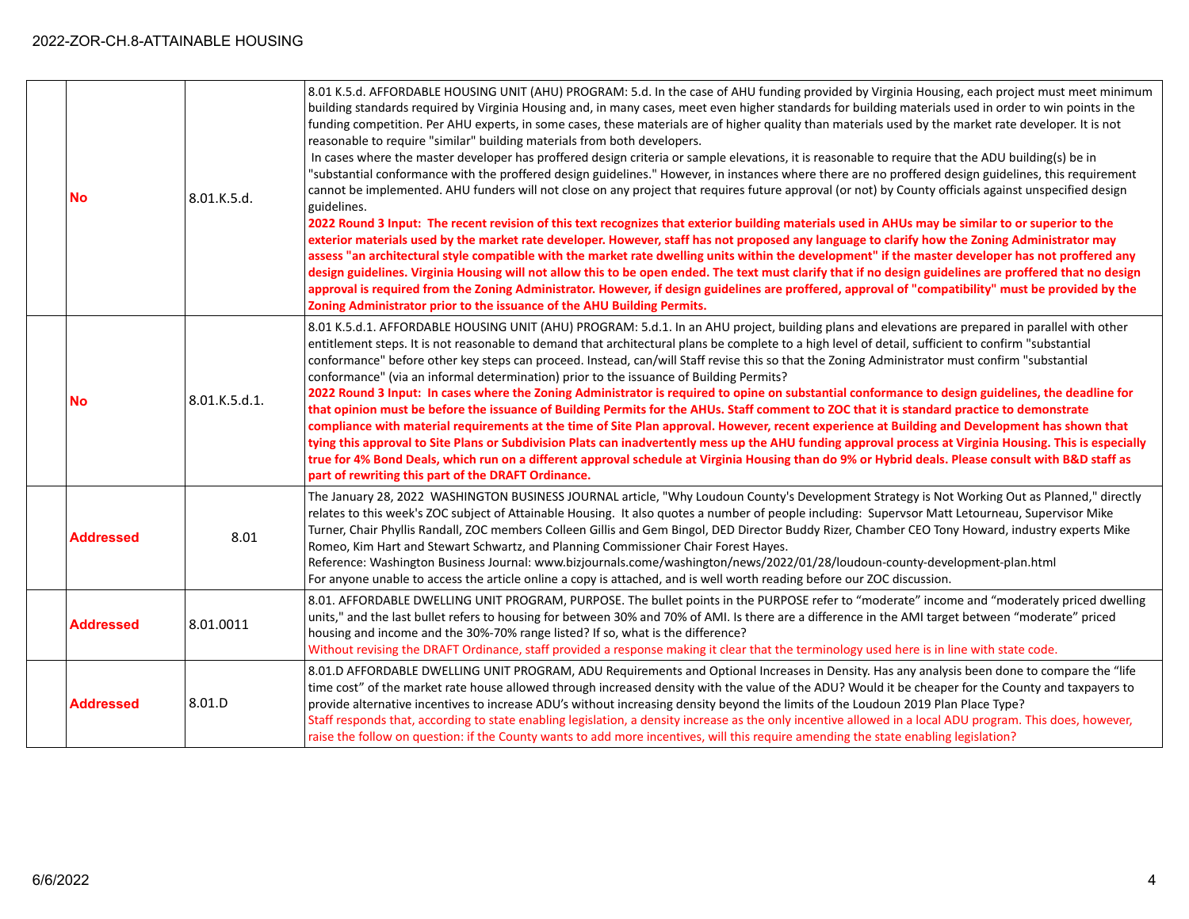| | | | |
|---|---|---|---|
| | **No** | 8.01.K.5.d. | 8.01 K.5.d. AFFORDABLE HOUSING UNIT (AHU) PROGRAM: 5.d. In the case of AHU funding provided by Virginia Housing, each project must meet minimum building standards required by Virginia Housing and, in many cases, meet even higher standards for building materials used in order to win points in the funding competition. Per AHU experts, in some cases, these materials are of higher quality than materials used by the market rate developer. It is not reasonable to require "similar" building materials from both developers.<br>In cases where the master developer has proffered design criteria or sample elevations, it is reasonable to require that the ADU building(s) be in "substantial conformance with the proffered design guidelines." However, in instances where there are no proffered design guidelines, this requirement cannot be implemented. AHU funders will not close on any project that requires future approval (or not) by County officials against unspecified design guidelines.<br>**2022 Round 3 Input: The recent revision of this text recognizes that exterior building materials used in AHUs may be similar to or superior to the exterior materials used by the market rate developer. However, staff has not proposed any language to clarify how the Zoning Administrator may assess "an architectural style compatible with the market rate dwelling units within the development" if the master developer has not proffered any design guidelines. Virginia Housing will not allow this to be open ended. The text must clarify that if no design guidelines are proffered that no design approval is required from the Zoning Administrator. However, if design guidelines are proffered, approval of "compatibility" must be provided by the Zoning Administrator prior to the issuance of the AHU Building Permits.** |
| | **No** | 8.01.K.5.d.1. | 8.01 K.5.d.1. AFFORDABLE HOUSING UNIT (AHU) PROGRAM: 5.d.1. In an AHU project, building plans and elevations are prepared in parallel with other entitlement steps. It is not reasonable to demand that architectural plans be complete to a high level of detail, sufficient to confirm "substantial conformance" before other key steps can proceed. Instead, can/will Staff revise this so that the Zoning Administrator must confirm "substantial conformance" (via an informal determination) prior to the issuance of Building Permits?<br>**2022 Round 3 Input: In cases where the Zoning Administrator is required to opine on substantial conformance to design guidelines, the deadline for that opinion must be before the issuance of Building Permits for the AHUs. Staff comment to ZOC that it is standard practice to demonstrate compliance with material requirements at the time of Site Plan approval. However, recent experience at Building and Development has shown that tying this approval to Site Plans or Subdivision Plats can inadvertently mess up the AHU funding approval process at Virginia Housing. This is especially true for 4% Bond Deals, which run on a different approval schedule at Virginia Housing than do 9% or Hybrid deals. Please consult with B&D staff as part of rewriting this part of the DRAFT Ordinance.** |
| | **Addressed** | 8.01 | The January 28, 2022 WASHINGTON BUSINESS JOURNAL article, "Why Loudoun County's Development Strategy is Not Working Out as Planned," directly relates to this week's ZOC subject of Attainable Housing. It also quotes a number of people including: Supervsor Matt Letourneau, Supervisor Mike Turner, Chair Phyllis Randall, ZOC members Colleen Gillis and Gem Bingol, DED Director Buddy Rizer, Chamber CEO Tony Howard, industry experts Mike Romeo, Kim Hart and Stewart Schwartz, and Planning Commissioner Chair Forest Hayes.<br>Reference: Washington Business Journal: www.bizjournals.come/washington/news/2022/01/28/loudoun-county-development-plan.html<br>For anyone unable to access the article online a copy is attached, and is well worth reading before our ZOC discussion. |
| | **Addressed** | 8.01.0011 | 8.01. AFFORDABLE DWELLING UNIT PROGRAM, PURPOSE. The bullet points in the PURPOSE refer to "moderate" income and "moderately priced dwelling units," and the last bullet refers to housing for between 30% and 70% of AMI. Is there are a difference in the AMI target between "moderate" priced housing and income and the 30%-70% range listed? If so, what is the difference?<br>Without revising the DRAFT Ordinance, staff provided a response making it clear that the terminology used here is in line with state code. |
| | **Addressed** | 8.01.D | 8.01.D AFFORDABLE DWELLING UNIT PROGRAM, ADU Requirements and Optional Increases in Density. Has any analysis been done to compare the "life time cost" of the market rate house allowed through increased density with the value of the ADU? Would it be cheaper for the County and taxpayers to provide alternative incentives to increase ADU's without increasing density beyond the limits of the Loudoun 2019 Plan Place Type?<br>Staff responds that, according to state enabling legislation, a density increase as the only incentive allowed in a local ADU program. This does, however, raise the follow on question: if the County wants to add more incentives, will this require amending the state enabling legislation? |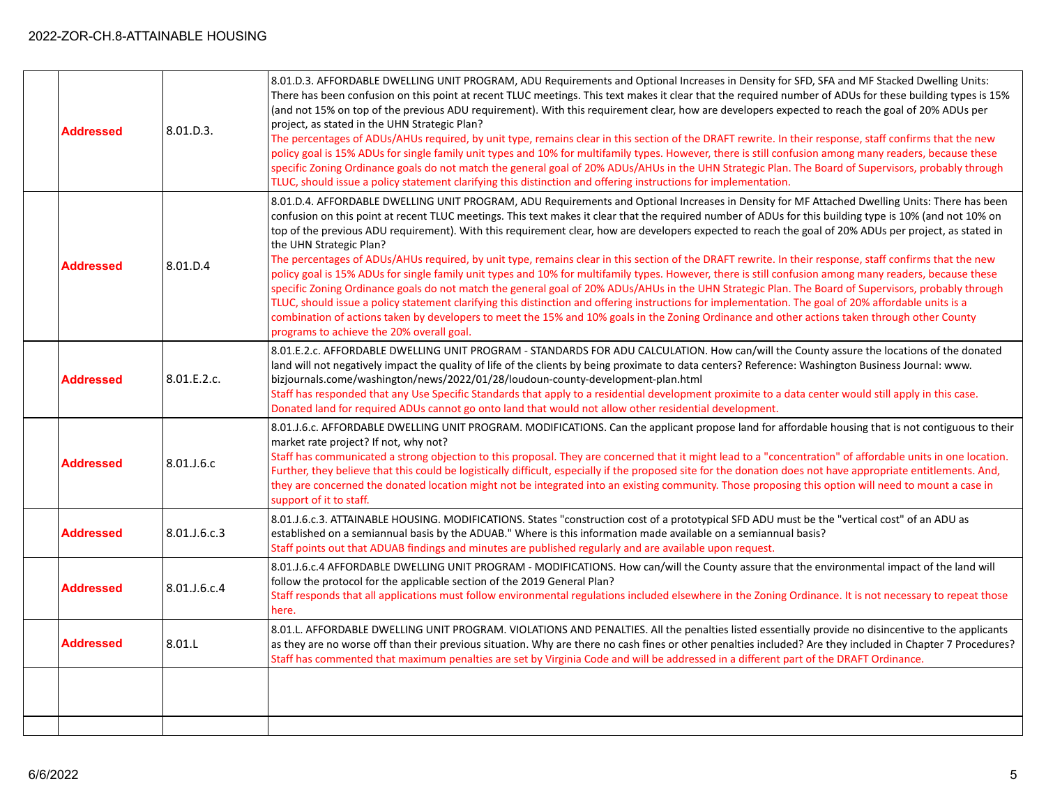| | | | |
|---|---|---|---|
| | **Addressed** | 8.01.D.3. | 8.01.D.3. AFFORDABLE DWELLING UNIT PROGRAM, ADU Requirements and Optional Increases in Density for SFD, SFA and MF Stacked Dwelling Units: There has been confusion on this point at recent TLUC meetings. This text makes it clear that the required number of ADUs for these building types is 15% (and not 15% on top of the previous ADU requirement). With this requirement clear, how are developers expected to reach the goal of 20% ADUs per project, as stated in the UHN Strategic Plan? The percentages of ADUs/AHUs required, by unit type, remains clear in this section of the DRAFT rewrite. In their response, staff confirms that the new policy goal is 15% ADUs for single family unit types and 10% for multifamily types. However, there is still confusion among many readers, because these specific Zoning Ordinance goals do not match the general goal of 20% ADUs/AHUs in the UHN Strategic Plan. The Board of Supervisors, probably through TLUC, should issue a policy statement clarifying this distinction and offering instructions for implementation. |
| | **Addressed** | 8.01.D.4 | 8.01.D.4. AFFORDABLE DWELLING UNIT PROGRAM, ADU Requirements and Optional Increases in Density for MF Attached Dwelling Units: There has been confusion on this point at recent TLUC meetings. This text makes it clear that the required number of ADUs for this building type is 10% (and not 10% on top of the previous ADU requirement). With this requirement clear, how are developers expected to reach the goal of 20% ADUs per project, as stated in the UHN Strategic Plan? The percentages of ADUs/AHUs required, by unit type, remains clear in this section of the DRAFT rewrite. In their response, staff confirms that the new policy goal is 15% ADUs for single family unit types and 10% for multifamily types. However, there is still confusion among many readers, because these specific Zoning Ordinance goals do not match the general goal of 20% ADUs/AHUs in the UHN Strategic Plan. The Board of Supervisors, probably through TLUC, should issue a policy statement clarifying this distinction and offering instructions for implementation. The goal of 20% affordable units is a combination of actions taken by developers to meet the 15% and 10% goals in the Zoning Ordinance and other actions taken through other County programs to achieve the 20% overall goal. |
| | **Addressed** | 8.01.E.2.c. | 8.01.E.2.c. AFFORDABLE DWELLING UNIT PROGRAM - STANDARDS FOR ADU CALCULATION. How can/will the County assure the locations of the donated land will not negatively impact the quality of life of the clients by being proximate to data centers? Reference: Washington Business Journal: www. bizjournals.come/washington/news/2022/01/28/loudoun-county-development-plan.html Staff has responded that any Use Specific Standards that apply to a residential development proximite to a data center would still apply in this case. Donated land for required ADUs cannot go onto land that would not allow other residential development. |
| | **Addressed** | 8.01.J.6.c | 8.01.J.6.c. AFFORDABLE DWELLING UNIT PROGRAM. MODIFICATIONS. Can the applicant propose land for affordable housing that is not contiguous to their market rate project? If not, why not? Staff has communicated a strong objection to this proposal. They are concerned that it might lead to a "concentration" of affordable units in one location. Further, they believe that this could be logistically difficult, especially if the proposed site for the donation does not have appropriate entitlements. And, they are concerned the donated location might not be integrated into an existing community. Those proposing this option will need to mount a case in support of it to staff. |
| | **Addressed** | 8.01.J.6.c.3 | 8.01.J.6.c.3. ATTAINABLE HOUSING. MODIFICATIONS. States "construction cost of a prototypical SFD ADU must be the "vertical cost" of an ADU as established on a semiannual basis by the ADUAB." Where is this information made available on a semiannual basis? Staff points out that ADUAB findings and minutes are published regularly and are available upon request. |
| | **Addressed** | 8.01.J.6.c.4 | 8.01.J.6.c.4 AFFORDABLE DWELLING UNIT PROGRAM - MODIFICATIONS. How can/will the County assure that the environmental impact of the land will follow the protocol for the applicable section of the 2019 General Plan? Staff responds that all applications must follow environmental regulations included elsewhere in the Zoning Ordinance. It is not necessary to repeat those here. |
| | **Addressed** | 8.01.L | 8.01.L. AFFORDABLE DWELLING UNIT PROGRAM. VIOLATIONS AND PENALTIES. All the penalties listed essentially provide no disincentive to the applicants as they are no worse off than their previous situation. Why are there no cash fines or other penalties included? Are they included in Chapter 7 Procedures? Staff has commented that maximum penalties are set by Virginia Code and will be addressed in a different part of the DRAFT Ordinance. |
| | | | |
| | | | |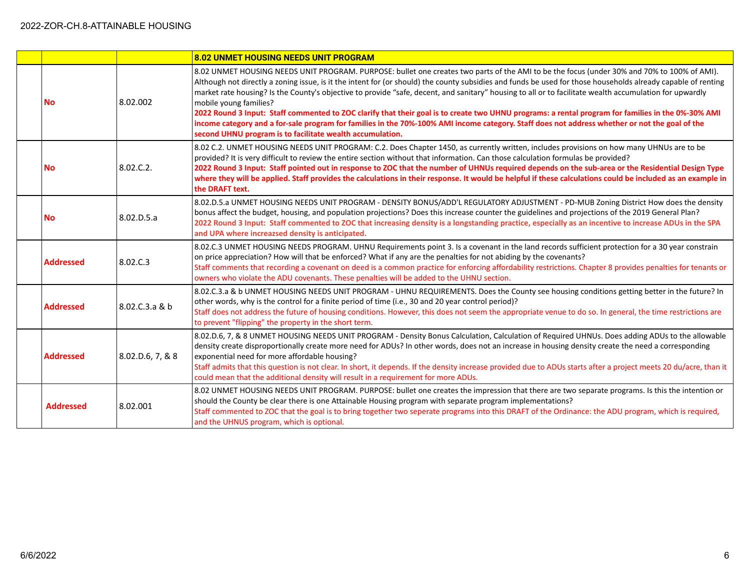| | | | **8.02 UNMET HOUSING NEEDS UNIT PROGRAM** |
|---|---|---|---|
| | **No** | 8.02.002 | 8.02 UNMET HOUSING NEEDS UNIT PROGRAM. PURPOSE: bullet one creates two parts of the AMI to be the focus (under 30% and 70% to 100% of AMI). Although not directly a zoning issue, is it the intent for (or should) the county subsidies and funds be used for those households already capable of renting market rate housing? Is the County's objective to provide "safe, decent, and sanitary" housing to all or to facilitate wealth accumulation for upwardly mobile young families? **2022 Round 3 Input: Staff commented to ZOC clarify that their goal is to create two UHNU programs: a rental program for families in the 0%-30% AMI income category and a for-sale program for families in the 70%-100% AMI income category. Staff does not address whether or not the goal of the second UHNU program is to facilitate wealth accumulation.** |
| | **No** | 8.02.C.2. | 8.02 C.2. UNMET HOUSING NEEDS UNIT PROGRAM: C.2. Does Chapter 1450, as currently written, includes provisions on how many UHNUs are to be provided? It is very difficult to review the entire section without that information. Can those calculation formulas be provided? **2022 Round 3 Input: Staff pointed out in response to ZOC that the number of UHNUs required depends on the sub-area or the Residential Design Type where they will be applied. Staff provides the calculations in their response. It would be helpful if these calculations could be included as an example in the DRAFT text.** |
| | **No** | 8.02.D.5.a | 8.02.D.5.a UNMET HOUSING NEEDS UNIT PROGRAM - DENSITY BONUS/ADD'L REGULATORY ADJUSTMENT - PD-MUB Zoning District How does the density bonus affect the budget, housing, and population projections? Does this increase counter the guidelines and projections of the 2019 General Plan? **2022 Round 3 Input: Staff commented to ZOC that increasing density is a longstanding practice, especially as an incentive to increase ADUs in the SPA and UPA where increazsed density is anticipated.** |
| | **Addressed** | 8.02.C.3 | 8.02.C.3 UNMET HOUSING NEEDS PROGRAM. UHNU Requirements point 3. Is a covenant in the land records sufficient protection for a 30 year constrain on price appreciation? How will that be enforced? What if any are the penalties for not abiding by the covenants? Staff comments that recording a covenant on deed is a common practice for enforcing affordability restrictions. Chapter 8 provides penalties for tenants or owners who violate the ADU covenants. These penalties will be added to the UHNU section. |
| | **Addressed** | 8.02.C.3.a & b | 8.02.C.3.a & b UNMET HOUSING NEEDS UNIT PROGRAM - UHNU REQUIREMENTS. Does the County see housing conditions getting better in the future? In other words, why is the control for a finite period of time (i.e., 30 and 20 year control period)? Staff does not address the future of housing conditions. However, this does not seem the appropriate venue to do so. In general, the time restrictions are to prevent "flipping" the property in the short term. |
| | **Addressed** | 8.02.D.6, 7, & 8 | 8.02.D.6, 7, & 8 UNMET HOUSING NEEDS UNIT PROGRAM - Density Bonus Calculation, Calculation of Required UHNUs. Does adding ADUs to the allowable density create disproportionally create more need for ADUs? In other words, does not an increase in housing density create the need a corresponding exponential need for more affordable housing? Staff admits that this question is not clear. In short, it depends. If the density increase provided due to ADUs starts after a project meets 20 du/acre, than it could mean that the additional density will result in a requirement for more ADUs. |
| | **Addressed** | 8.02.001 | 8.02 UNMET HOUSING NEEDS UNIT PROGRAM. PURPOSE: bullet one creates the impression that there are two separate programs. Is this the intention or should the County be clear there is one Attainable Housing program with separate program implementations? Staff commented to ZOC that the goal is to bring together two seperate programs into this DRAFT of the Ordinance: the ADU program, which is required, and the UHNUS program, which is optional. |